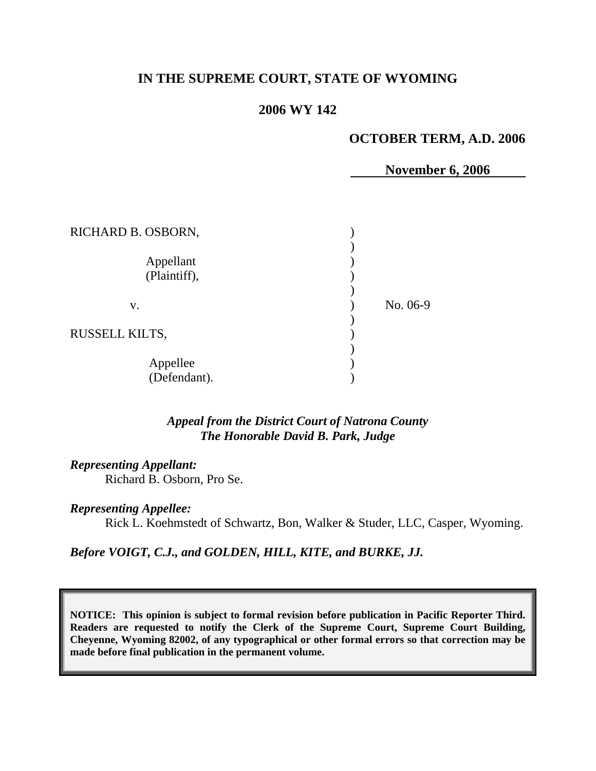# IN THE SUPREME COURT, STATE OF WYOMING

## 2006 WY 142

**OCTOBER TERM, A.D. 2006**

**November 6, 2006**

RICHARD B. OSBORN,

Appellant (Plaintiff),

v.

RUSSELL KILTS,

Appellee (Defendant).

No. 06-9

*Appeal from the District Court of Natrona County*
*The Honorable David B. Park, Judge*

***Representing Appellant:***
Richard B. Osborn, Pro Se.

***Representing Appellee:***
Rick L. Koehmstedt of Schwartz, Bon, Walker & Studer, LLC, Casper, Wyoming.

***Before VOIGT, C.J., and GOLDEN, HILL, KITE, and BURKE, JJ.***

**NOTICE: This opinion is subject to formal revision before publication in Pacific Reporter Third. Readers are requested to notify the Clerk of the Supreme Court, Supreme Court Building, Cheyenne, Wyoming 82002, of any typographical or other formal errors so that correction may be made before final publication in the permanent volume.**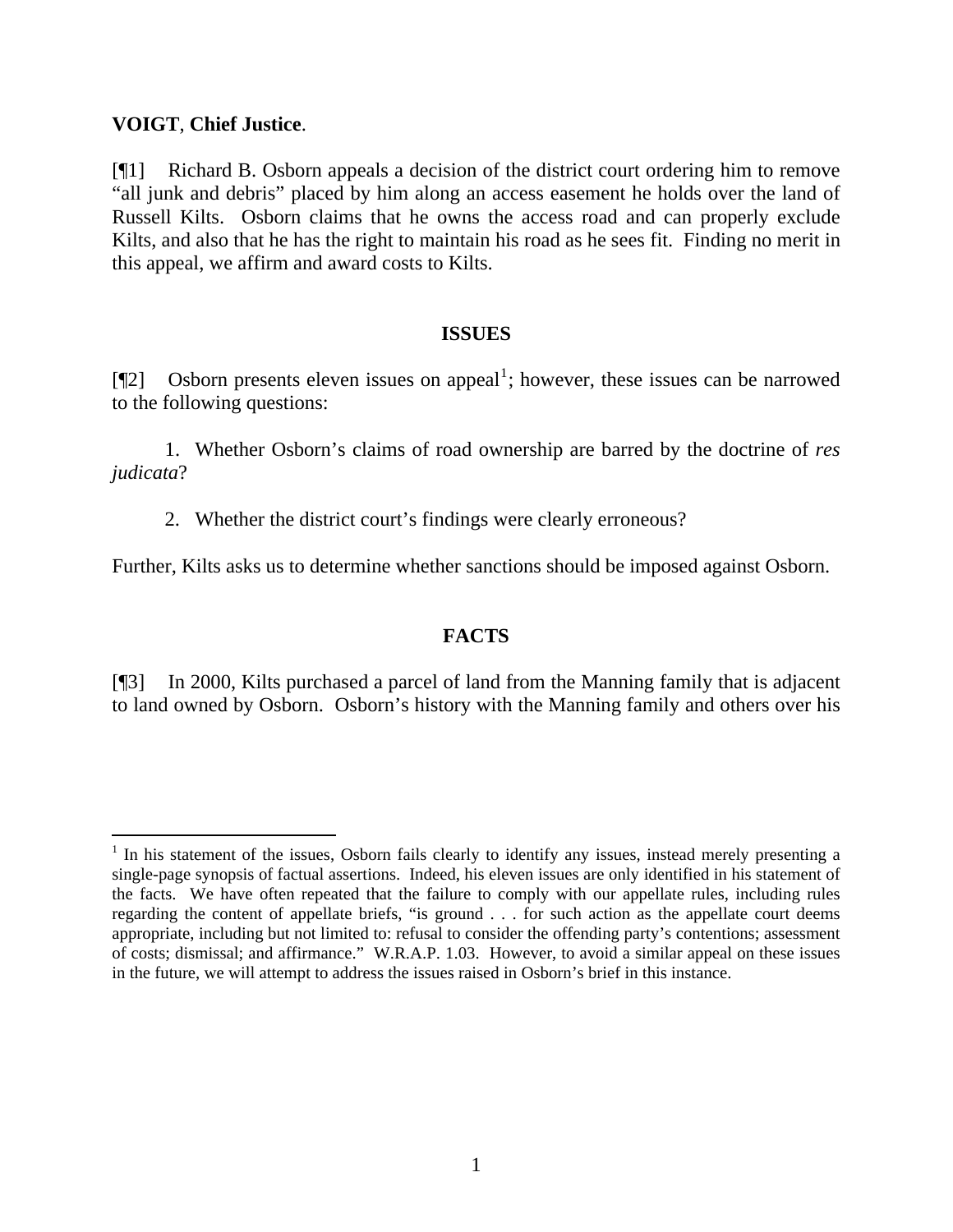**VOIGT**, **Chief Justice**.

[¶1] Richard B. Osborn appeals a decision of the district court ordering him to remove "all junk and debris" placed by him along an access easement he holds over the land of Russell Kilts. Osborn claims that he owns the access road and can properly exclude Kilts, and also that he has the right to maintain his road as he sees fit. Finding no merit in this appeal, we affirm and award costs to Kilts.

## ISSUES

[¶2] Osborn presents eleven issues on appeal[1]; however, these issues can be narrowed to the following questions:

1. Whether Osborn's claims of road ownership are barred by the doctrine of *res judicata*?

2. Whether the district court's findings were clearly erroneous?

Further, Kilts asks us to determine whether sanctions should be imposed against Osborn.

## FACTS

[¶3] In 2000, Kilts purchased a parcel of land from the Manning family that is adjacent to land owned by Osborn. Osborn's history with the Manning family and others over his

---

[1] In his statement of the issues, Osborn fails clearly to identify any issues, instead merely presenting a single-page synopsis of factual assertions. Indeed, his eleven issues are only identified in his statement of the facts. We have often repeated that the failure to comply with our appellate rules, including rules regarding the content of appellate briefs, "is ground . . . for such action as the appellate court deems appropriate, including but not limited to: refusal to consider the offending party's contentions; assessment of costs; dismissal; and affirmance." W.R.A.P. 1.03. However, to avoid a similar appeal on these issues in the future, we will attempt to address the issues raised in Osborn's brief in this instance.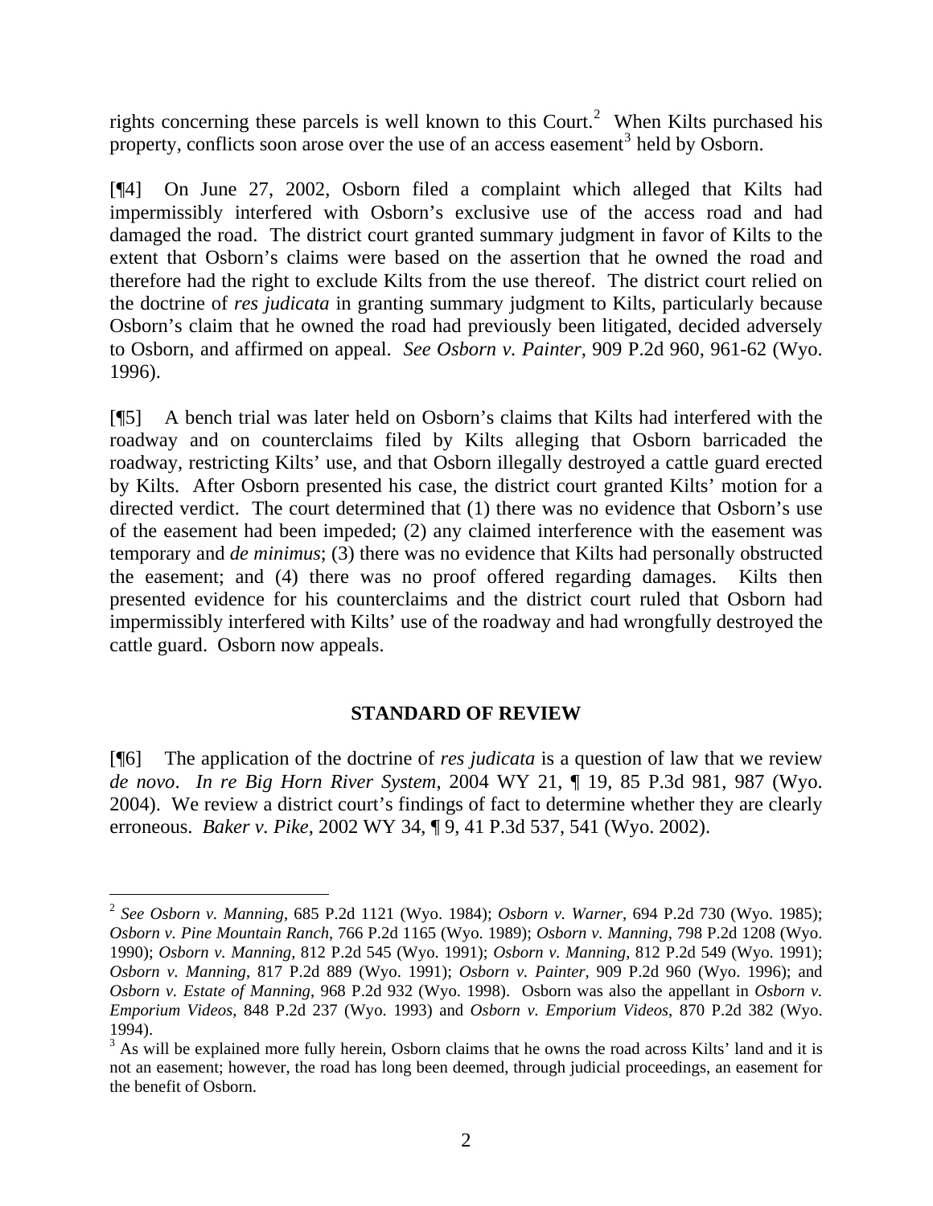rights concerning these parcels is well known to this Court.[2] When Kilts purchased his property, conflicts soon arose over the use of an access easement[3] held by Osborn.

[¶4] On June 27, 2002, Osborn filed a complaint which alleged that Kilts had impermissibly interfered with Osborn's exclusive use of the access road and had damaged the road. The district court granted summary judgment in favor of Kilts to the extent that Osborn's claims were based on the assertion that he owned the road and therefore had the right to exclude Kilts from the use thereof. The district court relied on the doctrine of *res judicata* in granting summary judgment to Kilts, particularly because Osborn's claim that he owned the road had previously been litigated, decided adversely to Osborn, and affirmed on appeal. *See Osborn v. Painter*, 909 P.2d 960, 961-62 (Wyo. 1996).

[¶5] A bench trial was later held on Osborn's claims that Kilts had interfered with the roadway and on counterclaims filed by Kilts alleging that Osborn barricaded the roadway, restricting Kilts' use, and that Osborn illegally destroyed a cattle guard erected by Kilts. After Osborn presented his case, the district court granted Kilts' motion for a directed verdict. The court determined that (1) there was no evidence that Osborn's use of the easement had been impeded; (2) any claimed interference with the easement was temporary and *de minimus*; (3) there was no evidence that Kilts had personally obstructed the easement; and (4) there was no proof offered regarding damages. Kilts then presented evidence for his counterclaims and the district court ruled that Osborn had impermissibly interfered with Kilts' use of the roadway and had wrongfully destroyed the cattle guard. Osborn now appeals.

## STANDARD OF REVIEW

[¶6] The application of the doctrine of *res judicata* is a question of law that we review *de novo*. *In re Big Horn River System*, 2004 WY 21, ¶ 19, 85 P.3d 981, 987 (Wyo. 2004). We review a district court's findings of fact to determine whether they are clearly erroneous. *Baker v. Pike*, 2002 WY 34, ¶ 9, 41 P.3d 537, 541 (Wyo. 2002).

---

[2] *See Osborn v. Manning*, 685 P.2d 1121 (Wyo. 1984); *Osborn v. Warner*, 694 P.2d 730 (Wyo. 1985); *Osborn v. Pine Mountain Ranch*, 766 P.2d 1165 (Wyo. 1989); *Osborn v. Manning*, 798 P.2d 1208 (Wyo. 1990); *Osborn v. Manning*, 812 P.2d 545 (Wyo. 1991); *Osborn v. Manning*, 812 P.2d 549 (Wyo. 1991); *Osborn v. Manning*, 817 P.2d 889 (Wyo. 1991); *Osborn v. Painter*, 909 P.2d 960 (Wyo. 1996); and *Osborn v. Estate of Manning*, 968 P.2d 932 (Wyo. 1998). Osborn was also the appellant in *Osborn v. Emporium Videos*, 848 P.2d 237 (Wyo. 1993) and *Osborn v. Emporium Videos*, 870 P.2d 382 (Wyo. 1994).

[3] As will be explained more fully herein, Osborn claims that he owns the road across Kilts' land and it is not an easement; however, the road has long been deemed, through judicial proceedings, an easement for the benefit of Osborn.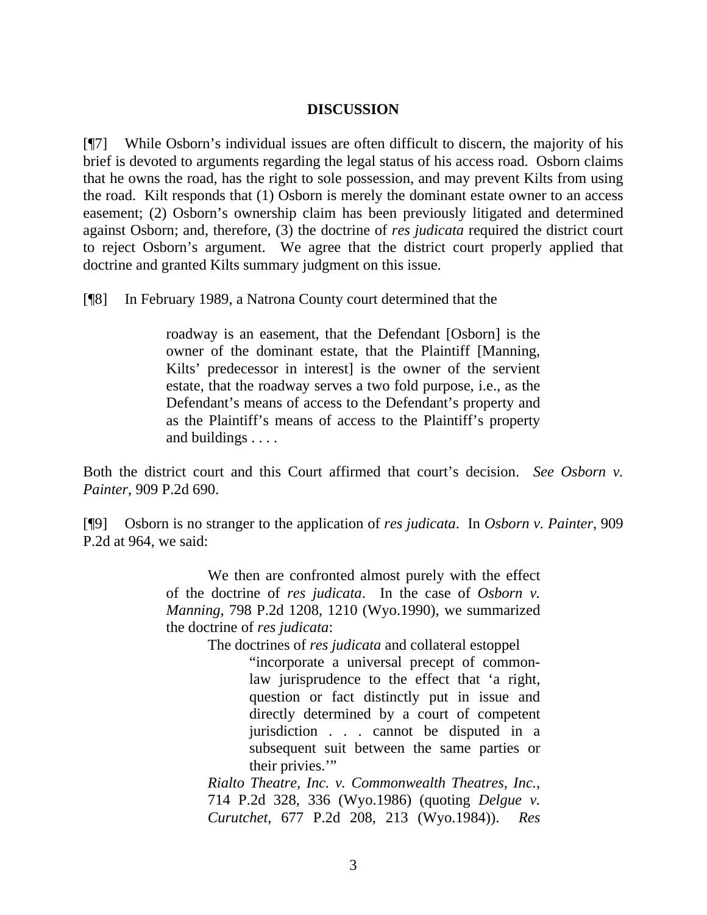## DISCUSSION

[¶7] While Osborn's individual issues are often difficult to discern, the majority of his brief is devoted to arguments regarding the legal status of his access road. Osborn claims that he owns the road, has the right to sole possession, and may prevent Kilts from using the road. Kilt responds that (1) Osborn is merely the dominant estate owner to an access easement; (2) Osborn's ownership claim has been previously litigated and determined against Osborn; and, therefore, (3) the doctrine of *res judicata* required the district court to reject Osborn's argument. We agree that the district court properly applied that doctrine and granted Kilts summary judgment on this issue.

[¶8] In February 1989, a Natrona County court determined that the

> roadway is an easement, that the Defendant [Osborn] is the owner of the dominant estate, that the Plaintiff [Manning, Kilts' predecessor in interest] is the owner of the servient estate, that the roadway serves a two fold purpose, i.e., as the Defendant's means of access to the Defendant's property and as the Plaintiff's means of access to the Plaintiff's property and buildings . . . .

Both the district court and this Court affirmed that court's decision. *See Osborn v. Painter*, 909 P.2d 690.

[¶9] Osborn is no stranger to the application of *res judicata*. In *Osborn v. Painter*, 909 P.2d at 964, we said:

> We then are confronted almost purely with the effect of the doctrine of *res judicata*. In the case of *Osborn v. Manning*, 798 P.2d 1208, 1210 (Wyo.1990), we summarized the doctrine of *res judicata*:
>
> The doctrines of *res judicata* and collateral estoppel
>
> > "incorporate a universal precept of common-law jurisprudence to the effect that 'a right, question or fact distinctly put in issue and directly determined by a court of competent jurisdiction . . . cannot be disputed in a subsequent suit between the same parties or their privies.'"
>
> *Rialto Theatre, Inc. v. Commonwealth Theatres, Inc.*, 714 P.2d 328, 336 (Wyo.1986) (quoting *Delgue v. Curutchet*, 677 P.2d 208, 213 (Wyo.1984)). *Res*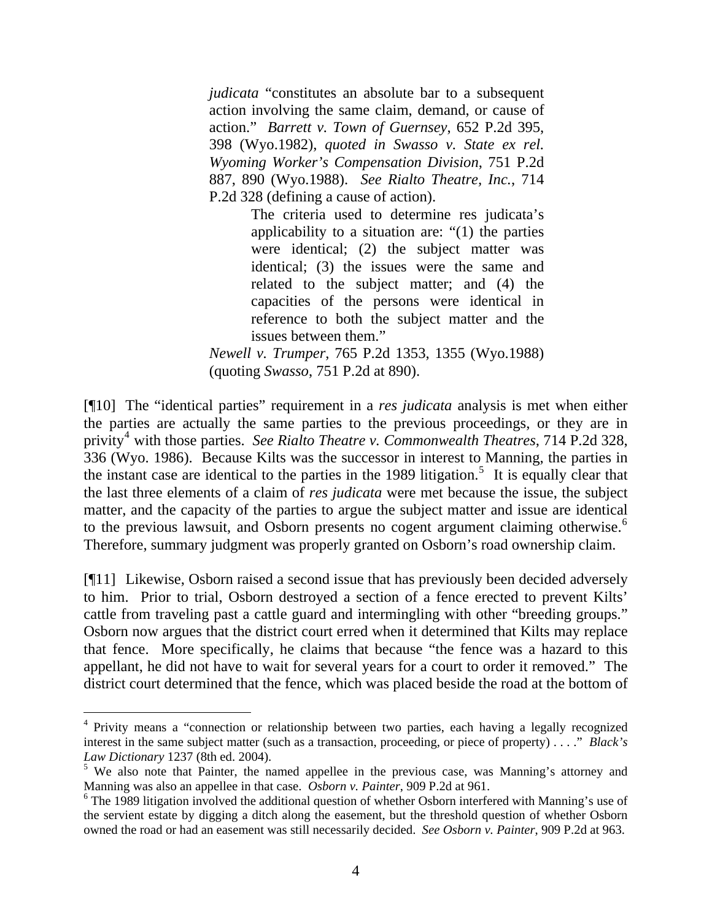> *judicata* "constitutes an absolute bar to a subsequent action involving the same claim, demand, or cause of action." *Barrett v. Town of Guernsey*, 652 P.2d 395, 398 (Wyo.1982), *quoted in Swasso v. State ex rel. Wyoming Worker's Compensation Division*, 751 P.2d 887, 890 (Wyo.1988). *See Rialto Theatre, Inc.*, 714 P.2d 328 (defining a cause of action).
>
> > The criteria used to determine res judicata's applicability to a situation are: "(1) the parties were identical; (2) the subject matter was identical; (3) the issues were the same and related to the subject matter; and (4) the capacities of the persons were identical in reference to both the subject matter and the issues between them."
>
> *Newell v. Trumper*, 765 P.2d 1353, 1355 (Wyo.1988) (quoting *Swasso*, 751 P.2d at 890).

[¶10] The "identical parties" requirement in a *res judicata* analysis is met when either the parties are actually the same parties to the previous proceedings, or they are in privity[4] with those parties. *See Rialto Theatre v. Commonwealth Theatres*, 714 P.2d 328, 336 (Wyo. 1986). Because Kilts was the successor in interest to Manning, the parties in the instant case are identical to the parties in the 1989 litigation.[5] It is equally clear that the last three elements of a claim of *res judicata* were met because the issue, the subject matter, and the capacity of the parties to argue the subject matter and issue are identical to the previous lawsuit, and Osborn presents no cogent argument claiming otherwise.[6] Therefore, summary judgment was properly granted on Osborn's road ownership claim.

[¶11] Likewise, Osborn raised a second issue that has previously been decided adversely to him. Prior to trial, Osborn destroyed a section of a fence erected to prevent Kilts' cattle from traveling past a cattle guard and intermingling with other "breeding groups." Osborn now argues that the district court erred when it determined that Kilts may replace that fence. More specifically, he claims that because "the fence was a hazard to this appellant, he did not have to wait for several years for a court to order it removed." The district court determined that the fence, which was placed beside the road at the bottom of

---

[4] Privity means a "connection or relationship between two parties, each having a legally recognized interest in the same subject matter (such as a transaction, proceeding, or piece of property) . . . ." *Black's Law Dictionary* 1237 (8th ed. 2004).

[5] We also note that Painter, the named appellee in the previous case, was Manning's attorney and Manning was also an appellee in that case. *Osborn v. Painter*, 909 P.2d at 961.

[6] The 1989 litigation involved the additional question of whether Osborn interfered with Manning's use of the servient estate by digging a ditch along the easement, but the threshold question of whether Osborn owned the road or had an easement was still necessarily decided. *See Osborn v. Painter*, 909 P.2d at 963.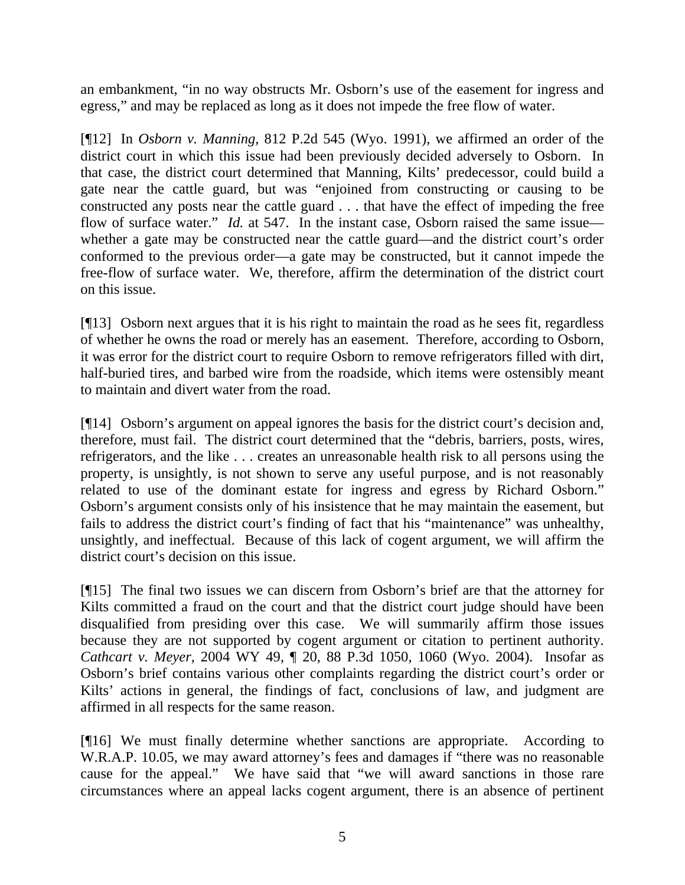an embankment, "in no way obstructs Mr. Osborn's use of the easement for ingress and egress," and may be replaced as long as it does not impede the free flow of water.

[¶12] In *Osborn v. Manning*, 812 P.2d 545 (Wyo. 1991), we affirmed an order of the district court in which this issue had been previously decided adversely to Osborn. In that case, the district court determined that Manning, Kilts' predecessor, could build a gate near the cattle guard, but was "enjoined from constructing or causing to be constructed any posts near the cattle guard . . . that have the effect of impeding the free flow of surface water." *Id.* at 547. In the instant case, Osborn raised the same issue—whether a gate may be constructed near the cattle guard—and the district court's order conformed to the previous order—a gate may be constructed, but it cannot impede the free-flow of surface water. We, therefore, affirm the determination of the district court on this issue.

[¶13] Osborn next argues that it is his right to maintain the road as he sees fit, regardless of whether he owns the road or merely has an easement. Therefore, according to Osborn, it was error for the district court to require Osborn to remove refrigerators filled with dirt, half-buried tires, and barbed wire from the roadside, which items were ostensibly meant to maintain and divert water from the road.

[¶14] Osborn's argument on appeal ignores the basis for the district court's decision and, therefore, must fail. The district court determined that the "debris, barriers, posts, wires, refrigerators, and the like . . . creates an unreasonable health risk to all persons using the property, is unsightly, is not shown to serve any useful purpose, and is not reasonably related to use of the dominant estate for ingress and egress by Richard Osborn." Osborn's argument consists only of his insistence that he may maintain the easement, but fails to address the district court's finding of fact that his "maintenance" was unhealthy, unsightly, and ineffectual. Because of this lack of cogent argument, we will affirm the district court's decision on this issue.

[¶15] The final two issues we can discern from Osborn's brief are that the attorney for Kilts committed a fraud on the court and that the district court judge should have been disqualified from presiding over this case. We will summarily affirm those issues because they are not supported by cogent argument or citation to pertinent authority. *Cathcart v. Meyer*, 2004 WY 49, ¶ 20, 88 P.3d 1050, 1060 (Wyo. 2004). Insofar as Osborn's brief contains various other complaints regarding the district court's order or Kilts' actions in general, the findings of fact, conclusions of law, and judgment are affirmed in all respects for the same reason.

[¶16] We must finally determine whether sanctions are appropriate. According to W.R.A.P. 10.05, we may award attorney's fees and damages if "there was no reasonable cause for the appeal." We have said that "we will award sanctions in those rare circumstances where an appeal lacks cogent argument, there is an absence of pertinent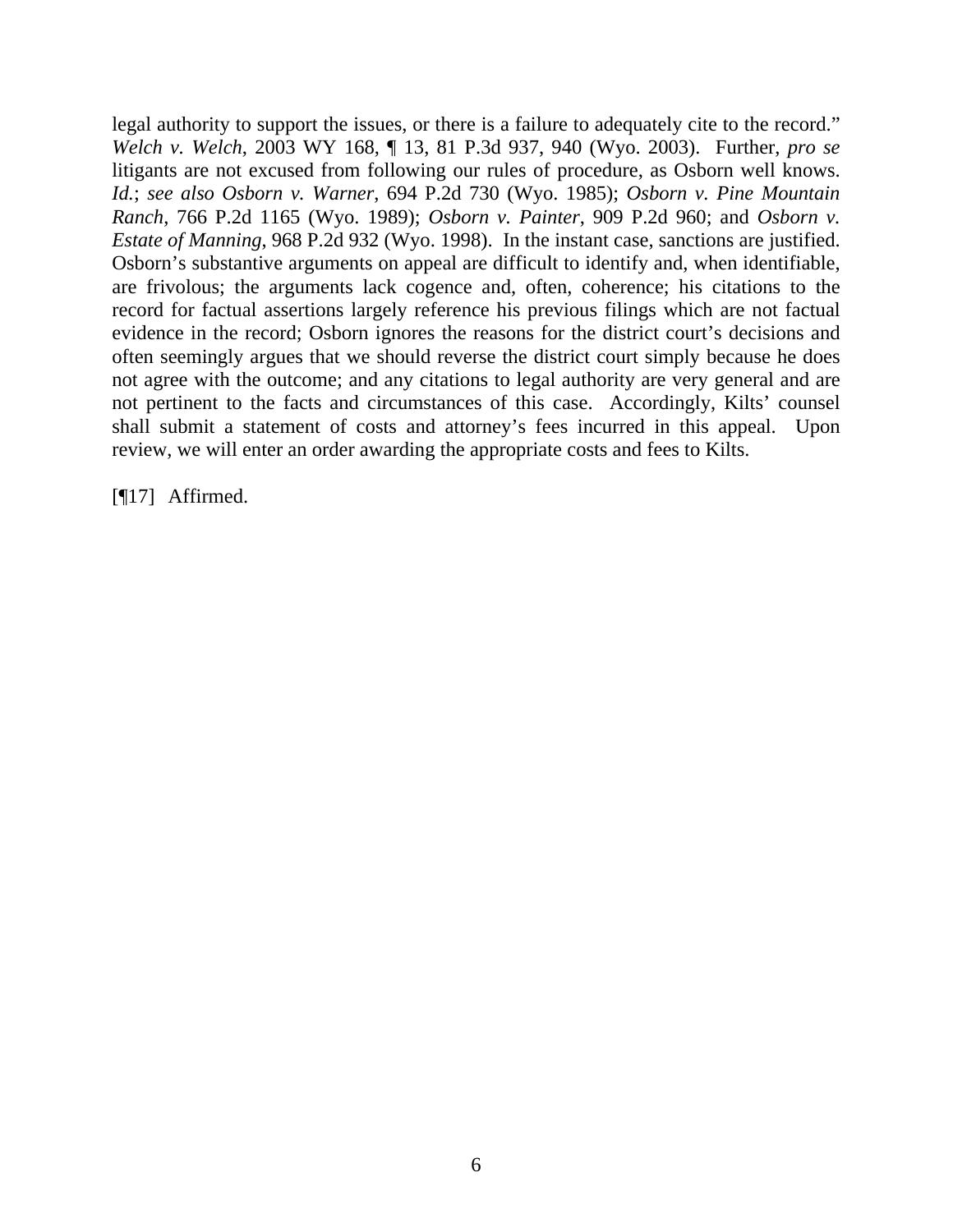legal authority to support the issues, or there is a failure to adequately cite to the record." *Welch v. Welch*, 2003 WY 168, ¶ 13, 81 P.3d 937, 940 (Wyo. 2003). Further, *pro se* litigants are not excused from following our rules of procedure, as Osborn well knows. *Id.*; *see also Osborn v. Warner*, 694 P.2d 730 (Wyo. 1985); *Osborn v. Pine Mountain Ranch*, 766 P.2d 1165 (Wyo. 1989); *Osborn v. Painter*, 909 P.2d 960; and *Osborn v. Estate of Manning*, 968 P.2d 932 (Wyo. 1998). In the instant case, sanctions are justified. Osborn's substantive arguments on appeal are difficult to identify and, when identifiable, are frivolous; the arguments lack cogence and, often, coherence; his citations to the record for factual assertions largely reference his previous filings which are not factual evidence in the record; Osborn ignores the reasons for the district court's decisions and often seemingly argues that we should reverse the district court simply because he does not agree with the outcome; and any citations to legal authority are very general and are not pertinent to the facts and circumstances of this case. Accordingly, Kilts' counsel shall submit a statement of costs and attorney's fees incurred in this appeal. Upon review, we will enter an order awarding the appropriate costs and fees to Kilts.

[¶17] Affirmed.